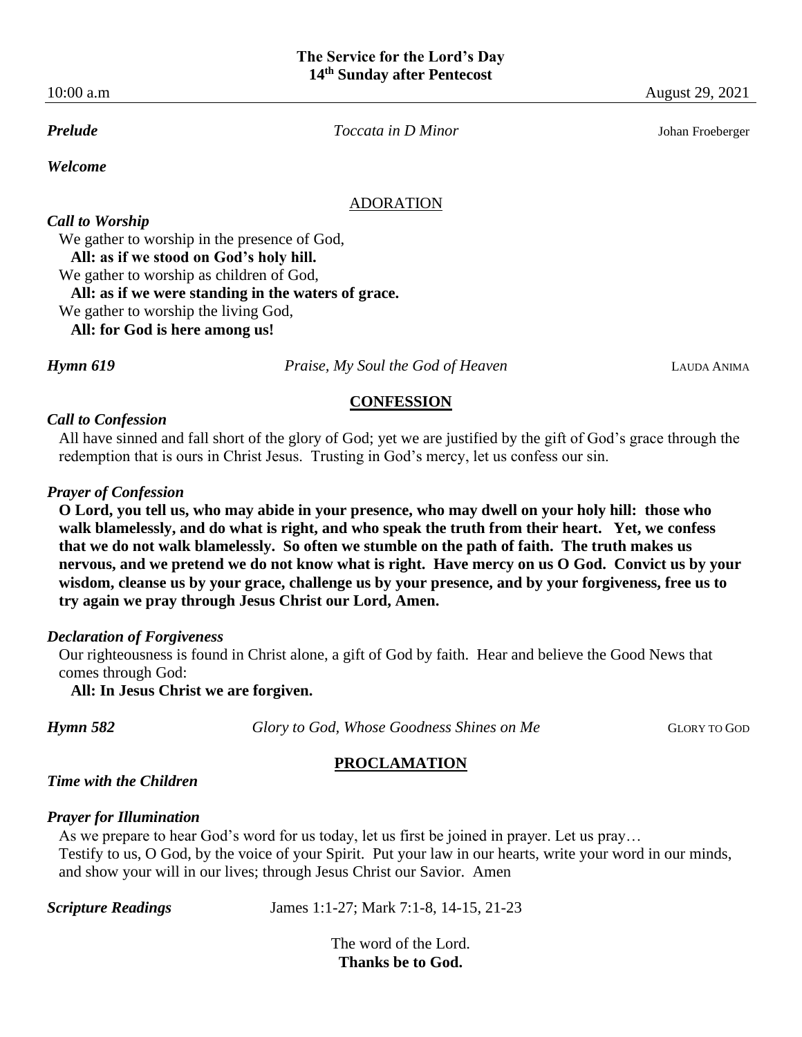# The Service for the Lord's Day
## 14th Sunday after Pentecost

10:00 a.m — August 29, 2021

***Prelude*** — *Toccata in D Minor* — Johan Froeberger

***Welcome***

## ADORATION

***Call to Worship***

We gather to worship in the presence of God,
**All: as if we stood on God's holy hill.**
We gather to worship as children of God,
**All: as if we were standing in the waters of grace.**
We gather to worship the living God,
**All: for God is here among us!**

***Hymn 619*** — *Praise, My Soul the God of Heaven* — LAUDA ANIMA

## CONFESSION

***Call to Confession***

All have sinned and fall short of the glory of God; yet we are justified by the gift of God's grace through the redemption that is ours in Christ Jesus. Trusting in God's mercy, let us confess our sin.

***Prayer of Confession***

**O Lord, you tell us, who may abide in your presence, who may dwell on your holy hill: those who walk blamelessly, and do what is right, and who speak the truth from their heart. Yet, we confess that we do not walk blamelessly. So often we stumble on the path of faith. The truth makes us nervous, and we pretend we do not know what is right. Have mercy on us O God. Convict us by your wisdom, cleanse us by your grace, challenge us by your presence, and by your forgiveness, free us to try again we pray through Jesus Christ our Lord, Amen.**

***Declaration of Forgiveness***

Our righteousness is found in Christ alone, a gift of God by faith. Hear and believe the Good News that comes through God:
**All: In Jesus Christ we are forgiven.**

***Hymn 582*** — *Glory to God, Whose Goodness Shines on Me* — GLORY TO GOD

## PROCLAMATION

***Time with the Children***

***Prayer for Illumination***

As we prepare to hear God's word for us today, let us first be joined in prayer. Let us pray…
Testify to us, O God, by the voice of your Spirit. Put your law in our hearts, write your word in our minds, and show your will in our lives; through Jesus Christ our Savior. Amen

***Scripture Readings*** — James 1:1-27; Mark 7:1-8, 14-15, 21-23

The word of the Lord.
**Thanks be to God.**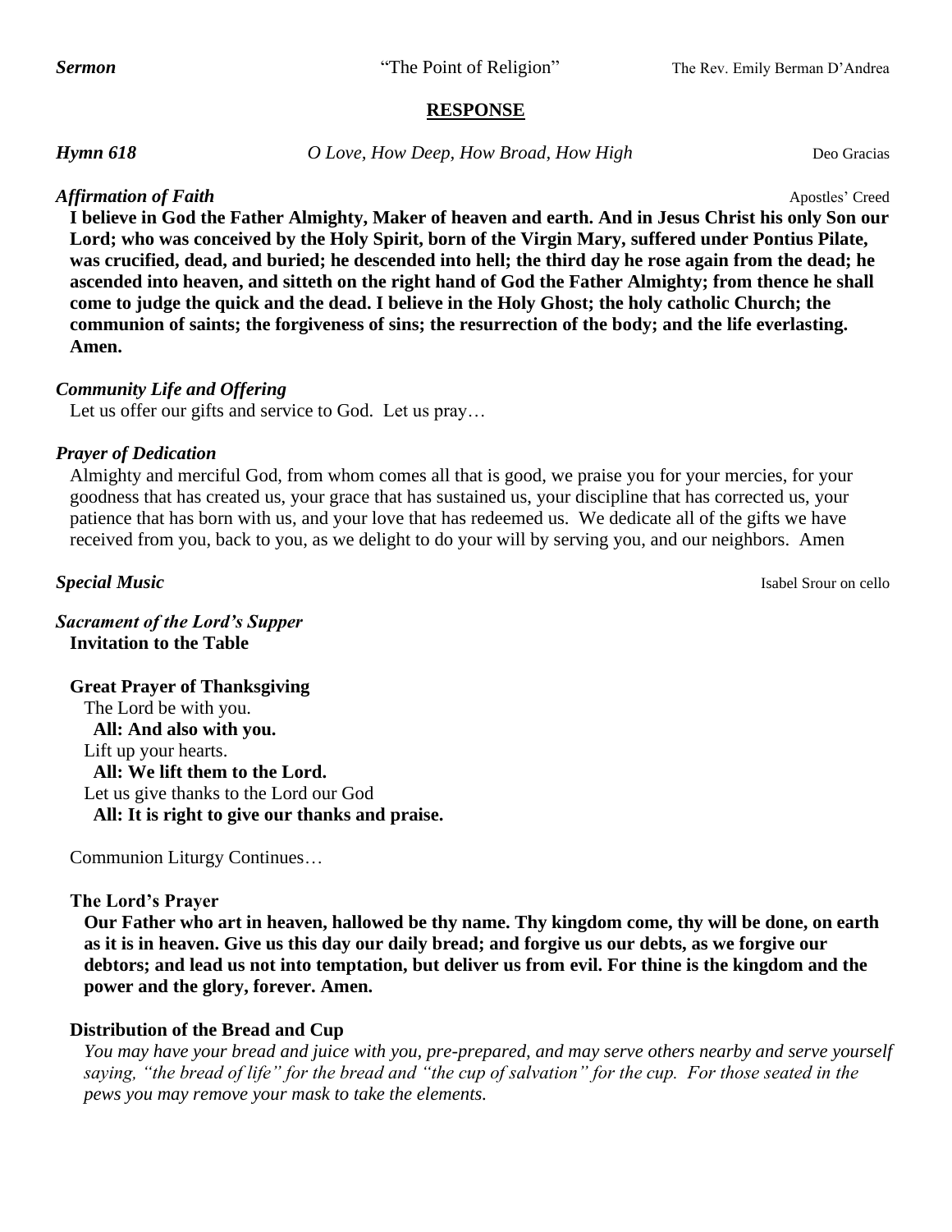***Sermon*** "The Point of Religion" The Rev. Emily Berman D'Andrea

## RESPONSE

***Hymn 618*** *O Love, How Deep, How Broad, How High* Deo Gracias

***Affirmation of Faith*** Apostles' Creed

**I believe in God the Father Almighty, Maker of heaven and earth. And in Jesus Christ his only Son our Lord; who was conceived by the Holy Spirit, born of the Virgin Mary, suffered under Pontius Pilate, was crucified, dead, and buried; he descended into hell; the third day he rose again from the dead; he ascended into heaven, and sitteth on the right hand of God the Father Almighty; from thence he shall come to judge the quick and the dead. I believe in the Holy Ghost; the holy catholic Church; the communion of saints; the forgiveness of sins; the resurrection of the body; and the life everlasting. Amen.**

***Community Life and Offering***

Let us offer our gifts and service to God. Let us pray…

***Prayer of Dedication***

Almighty and merciful God, from whom comes all that is good, we praise you for your mercies, for your goodness that has created us, your grace that has sustained us, your discipline that has corrected us, your patience that has born with us, and your love that has redeemed us. We dedicate all of the gifts we have received from you, back to you, as we delight to do your will by serving you, and our neighbors. Amen

***Special Music*** Isabel Srour on cello

***Sacrament of the Lord's Supper***

**Invitation to the Table**

**Great Prayer of Thanksgiving**

The Lord be with you.
**All: And also with you.**
Lift up your hearts.
**All: We lift them to the Lord.**
Let us give thanks to the Lord our God
**All: It is right to give our thanks and praise.**

Communion Liturgy Continues…

**The Lord's Prayer**

**Our Father who art in heaven, hallowed be thy name. Thy kingdom come, thy will be done, on earth as it is in heaven. Give us this day our daily bread; and forgive us our debts, as we forgive our debtors; and lead us not into temptation, but deliver us from evil. For thine is the kingdom and the power and the glory, forever. Amen.**

**Distribution of the Bread and Cup**

*You may have your bread and juice with you, pre-prepared, and may serve others nearby and serve yourself saying, "the bread of life" for the bread and "the cup of salvation" for the cup. For those seated in the pews you may remove your mask to take the elements.*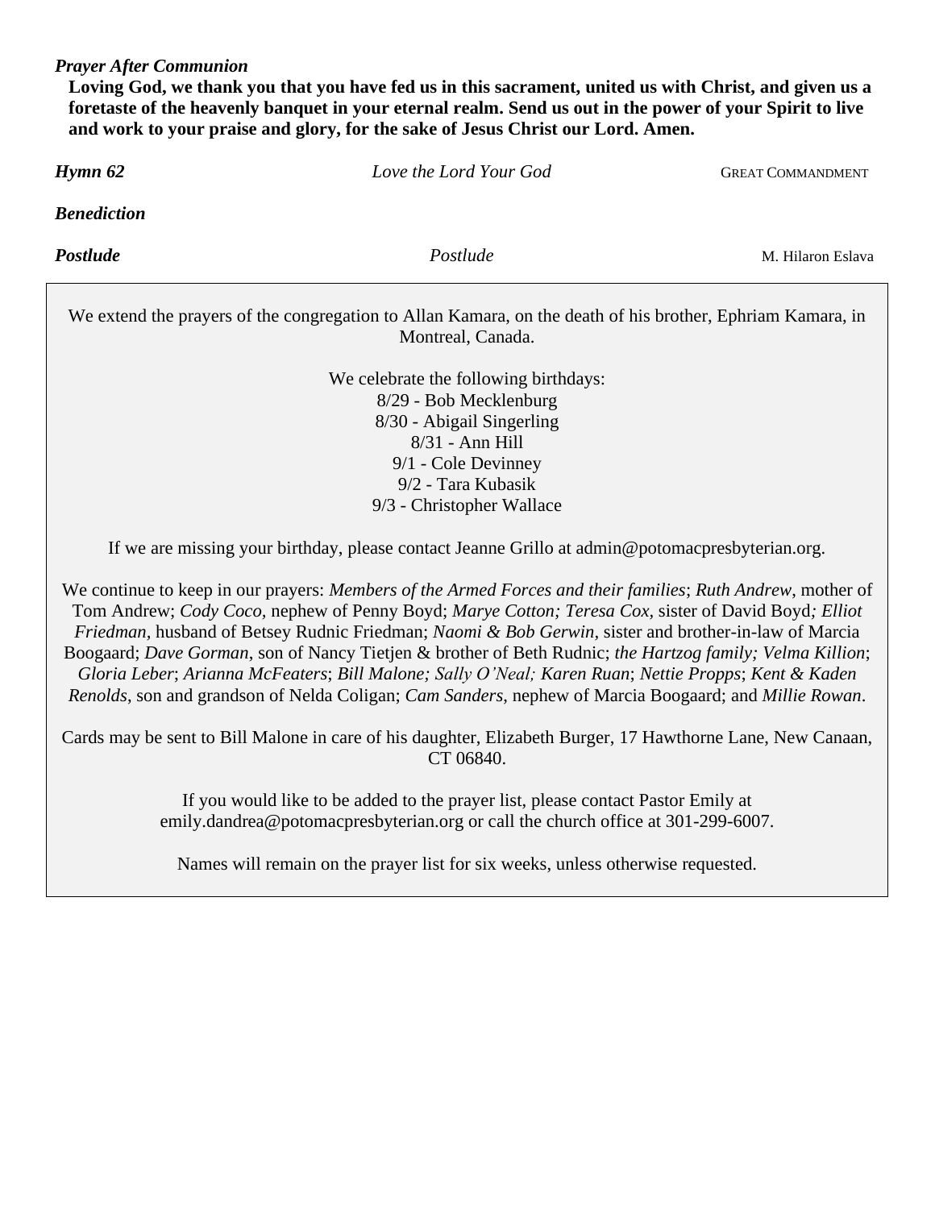***Prayer After Communion***

**Loving God, we thank you that you have fed us in this sacrament, united us with Christ, and given us a foretaste of the heavenly banquet in your eternal realm. Send us out in the power of your Spirit to live and work to your praise and glory, for the sake of Jesus Christ our Lord. Amen.**

***Hymn 62*** *Love the Lord Your God* GREAT COMMANDMENT

***Benediction***

***Postlude*** *Postlude* M. Hilaron Eslava

We extend the prayers of the congregation to Allan Kamara, on the death of his brother, Ephriam Kamara, in Montreal, Canada.

We celebrate the following birthdays:
8/29 - Bob Mecklenburg
8/30 - Abigail Singerling
8/31 - Ann Hill
9/1 - Cole Devinney
9/2 - Tara Kubasik
9/3 - Christopher Wallace

If we are missing your birthday, please contact Jeanne Grillo at admin@potomacpresbyterian.org.

We continue to keep in our prayers: *Members of the Armed Forces and their families*; *Ruth Andrew*, mother of Tom Andrew; *Cody Coco,* nephew of Penny Boyd; *Marye Cotton; Teresa Cox,* sister of David Boyd*; Elliot Friedman,* husband of Betsey Rudnic Friedman; *Naomi & Bob Gerwin,* sister and brother-in-law of Marcia Boogaard; *Dave Gorman*, son of Nancy Tietjen & brother of Beth Rudnic; *the Hartzog family; Velma Killion*; *Gloria Leber*; *Arianna McFeaters*; *Bill Malone; Sally O'Neal; Karen Ruan*; *Nettie Propps*; *Kent & Kaden Renolds*, son and grandson of Nelda Coligan; *Cam Sanders*, nephew of Marcia Boogaard; and *Millie Rowan*.

Cards may be sent to Bill Malone in care of his daughter, Elizabeth Burger, 17 Hawthorne Lane, New Canaan, CT 06840.

If you would like to be added to the prayer list, please contact Pastor Emily at emily.dandrea@potomacpresbyterian.org or call the church office at 301-299-6007.

Names will remain on the prayer list for six weeks, unless otherwise requested.